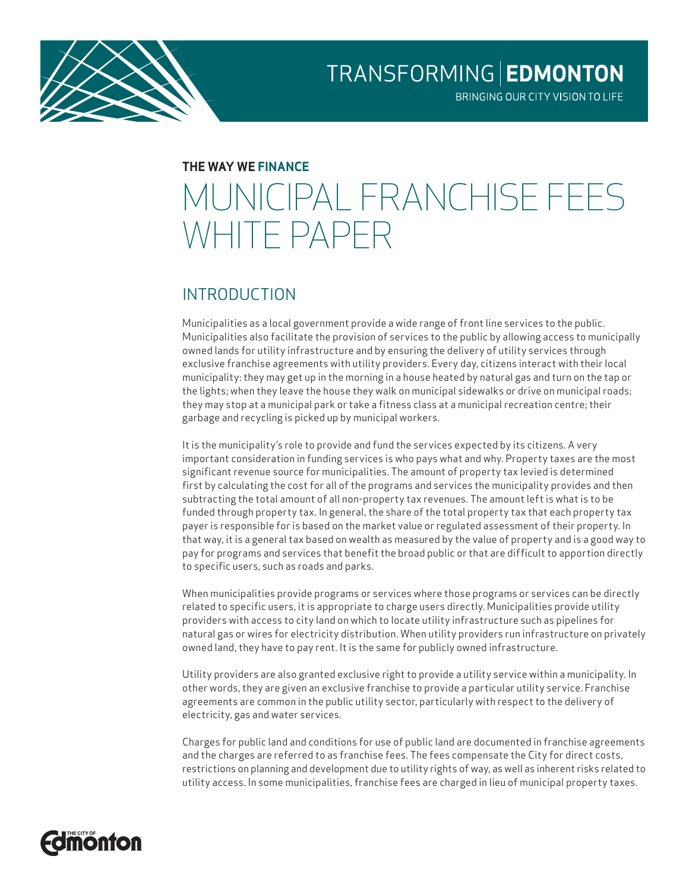TRANSFORMING | EDMONTON

BRINGING OUR CITY VISION TO LIFE

**THE WAY WE FINANCE**

# MUNICIPAL FRANCHISE FEES WHITE PAPER

## INTRODUCTION

Municipalities as a local government provide a wide range of front line services to the public. Municipalities also facilitate the provision of services to the public by allowing access to municipally owned lands for utility infrastructure and by ensuring the delivery of utility services through exclusive franchise agreements with utility providers. Every day, citizens interact with their local municipality: they may get up in the morning in a house heated by natural gas and turn on the tap or the lights; when they leave the house they walk on municipal sidewalks or drive on municipal roads; they may stop at a municipal park or take a fitness class at a municipal recreation centre; their garbage and recycling is picked up by municipal workers.

It is the municipality's role to provide and fund the services expected by its citizens. A very important consideration in funding services is who pays what and why. Property taxes are the most significant revenue source for municipalities. The amount of property tax levied is determined first by calculating the cost for all of the programs and services the municipality provides and then subtracting the total amount of all non-property tax revenues. The amount left is what is to be funded through property tax. In general, the share of the total property tax that each property tax payer is responsible for is based on the market value or regulated assessment of their property. In that way, it is a general tax based on wealth as measured by the value of property and is a good way to pay for programs and services that benefit the broad public or that are difficult to apportion directly to specific users, such as roads and parks.

When municipalities provide programs or services where those programs or services can be directly related to specific users, it is appropriate to charge users directly. Municipalities provide utility providers with access to city land on which to locate utility infrastructure such as pipelines for natural gas or wires for electricity distribution. When utility providers run infrastructure on privately owned land, they have to pay rent. It is the same for publicly owned infrastructure.

Utility providers are also granted exclusive right to provide a utility service within a municipality. In other words, they are given an exclusive franchise to provide a particular utility service. Franchise agreements are common in the public utility sector, particularly with respect to the delivery of electricity, gas and water services.

Charges for public land and conditions for use of public land are documented in franchise agreements and the charges are referred to as franchise fees. The fees compensate the City for direct costs, restrictions on planning and development due to utility rights of way, as well as inherent risks related to utility access. In some municipalities, franchise fees are charged in lieu of municipal property taxes.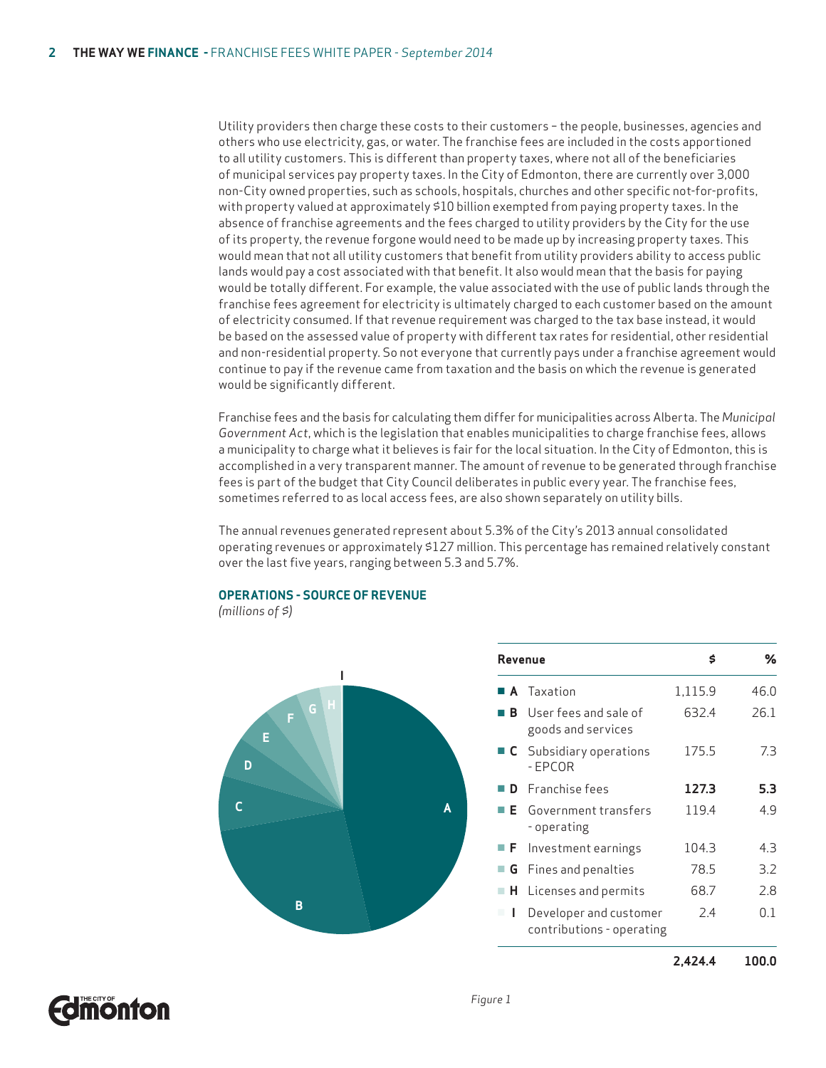Utility providers then charge these costs to their customers – the people, businesses, agencies and others who use electricity, gas, or water. The franchise fees are included in the costs apportioned to all utility customers. This is different than property taxes, where not all of the beneficiaries of municipal services pay property taxes. In the City of Edmonton, there are currently over 3,000 non-City owned properties, such as schools, hospitals, churches and other specific not-for-profits, with property valued at approximately $10 billion exempted from paying property taxes. In the absence of franchise agreements and the fees charged to utility providers by the City for the use of its property, the revenue forgone would need to be made up by increasing property taxes. This would mean that not all utility customers that benefit from utility providers ability to access public lands would pay a cost associated with that benefit. It also would mean that the basis for paying would be totally different. For example, the value associated with the use of public lands through the franchise fees agreement for electricity is ultimately charged to each customer based on the amount of electricity consumed. If that revenue requirement was charged to the tax base instead, it would be based on the assessed value of property with different tax rates for residential, other residential and non-residential property. So not everyone that currently pays under a franchise agreement would continue to pay if the revenue came from taxation and the basis on which the revenue is generated would be significantly different.

Franchise fees and the basis for calculating them differ for municipalities across Alberta. The *Municipal Government Act*, which is the legislation that enables municipalities to charge franchise fees, allows a municipality to charge what it believes is fair for the local situation. In the City of Edmonton, this is accomplished in a very transparent manner. The amount of revenue to be generated through franchise fees is part of the budget that City Council deliberates in public every year. The franchise fees, sometimes referred to as local access fees, are also shown separately on utility bills.

The annual revenues generated represent about 5.3% of the City's 2013 annual consolidated operating revenues or approximately $127 million. This percentage has remained relatively constant over the last five years, ranging between 5.3 and 5.7%.

**OPERATIONS - SOURCE OF REVENUE**

*(millions of $)*

A B C D E F G H I

| | Revenue | $ | % |
|---|---|---|---|
| A | Taxation | 1,115.9 | 46.0 |
| B | User fees and sale of goods and services | 632.4 | 26.1 |
| C | Subsidiary operations - EPCOR | 175.5 | 7.3 |
| D | Franchise fees | **127.3** | **5.3** |
| E | Government transfers - operating | 119.4 | 4.9 |
| F | Investment earnings | 104.3 | 4.3 |
| G | Fines and penalties | 78.5 | 3.2 |
| H | Licenses and permits | 68.7 | 2.8 |
| I | Developer and customer contributions - operating | 2.4 | 0.1 |
| | | **2,424.4** | **100.0** |

*Figure 1*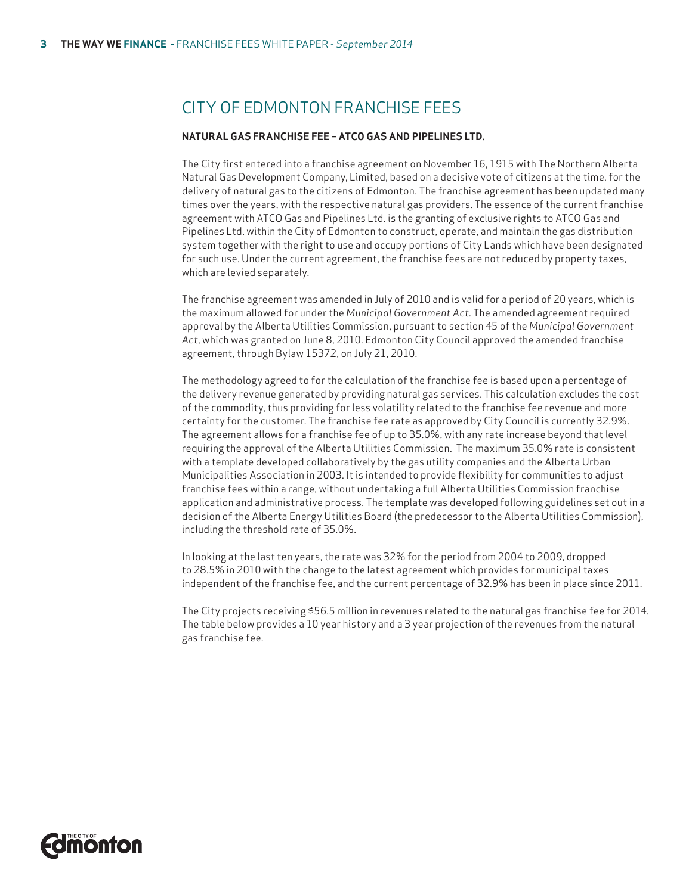## CITY OF EDMONTON FRANCHISE FEES

### NATURAL GAS FRANCHISE FEE – ATCO GAS AND PIPELINES LTD.

The City first entered into a franchise agreement on November 16, 1915 with The Northern Alberta Natural Gas Development Company, Limited, based on a decisive vote of citizens at the time, for the delivery of natural gas to the citizens of Edmonton. The franchise agreement has been updated many times over the years, with the respective natural gas providers. The essence of the current franchise agreement with ATCO Gas and Pipelines Ltd. is the granting of exclusive rights to ATCO Gas and Pipelines Ltd. within the City of Edmonton to construct, operate, and maintain the gas distribution system together with the right to use and occupy portions of City Lands which have been designated for such use. Under the current agreement, the franchise fees are not reduced by property taxes, which are levied separately.

The franchise agreement was amended in July of 2010 and is valid for a period of 20 years, which is the maximum allowed for under the *Municipal Government Act*. The amended agreement required approval by the Alberta Utilities Commission, pursuant to section 45 of the *Municipal Government Act*, which was granted on June 8, 2010. Edmonton City Council approved the amended franchise agreement, through Bylaw 15372, on July 21, 2010.

The methodology agreed to for the calculation of the franchise fee is based upon a percentage of the delivery revenue generated by providing natural gas services. This calculation excludes the cost of the commodity, thus providing for less volatility related to the franchise fee revenue and more certainty for the customer. The franchise fee rate as approved by City Council is currently 32.9%. The agreement allows for a franchise fee of up to 35.0%, with any rate increase beyond that level requiring the approval of the Alberta Utilities Commission. The maximum 35.0% rate is consistent with a template developed collaboratively by the gas utility companies and the Alberta Urban Municipalities Association in 2003. It is intended to provide flexibility for communities to adjust franchise fees within a range, without undertaking a full Alberta Utilities Commission franchise application and administrative process. The template was developed following guidelines set out in a decision of the Alberta Energy Utilities Board (the predecessor to the Alberta Utilities Commission), including the threshold rate of 35.0%.

In looking at the last ten years, the rate was 32% for the period from 2004 to 2009, dropped to 28.5% in 2010 with the change to the latest agreement which provides for municipal taxes independent of the franchise fee, and the current percentage of 32.9% has been in place since 2011.

The City projects receiving $56.5 million in revenues related to the natural gas franchise fee for 2014. The table below provides a 10 year history and a 3 year projection of the revenues from the natural gas franchise fee.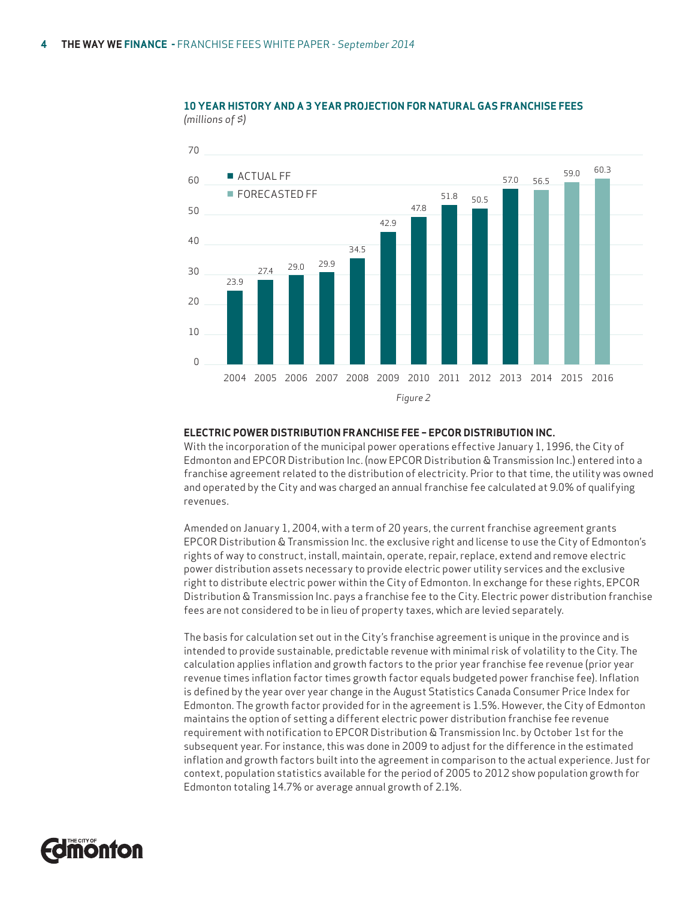### 10 YEAR HISTORY AND A 3 YEAR PROJECTION FOR NATURAL GAS FRANCHISE FEES

*(millions of $)*

70
60
50
40
30
20
10
0

ACTUAL FF
FORECASTED FF

23.9
27.4
29.0
29.9
34.5
42.9
47.8
51.8
50.5
57.0
56.5
59.0
60.3

2004 2005 2006 2007 2008 2009 2010 2011 2012 2013 2014 2015 2016

*Figure 2*

### ELECTRIC POWER DISTRIBUTION FRANCHISE FEE – EPCOR DISTRIBUTION INC.

With the incorporation of the municipal power operations effective January 1, 1996, the City of Edmonton and EPCOR Distribution Inc. (now EPCOR Distribution & Transmission Inc.) entered into a franchise agreement related to the distribution of electricity. Prior to that time, the utility was owned and operated by the City and was charged an annual franchise fee calculated at 9.0% of qualifying revenues.

Amended on January 1, 2004, with a term of 20 years, the current franchise agreement grants EPCOR Distribution & Transmission Inc. the exclusive right and license to use the City of Edmonton's rights of way to construct, install, maintain, operate, repair, replace, extend and remove electric power distribution assets necessary to provide electric power utility services and the exclusive right to distribute electric power within the City of Edmonton. In exchange for these rights, EPCOR Distribution & Transmission Inc. pays a franchise fee to the City. Electric power distribution franchise fees are not considered to be in lieu of property taxes, which are levied separately.

The basis for calculation set out in the City's franchise agreement is unique in the province and is intended to provide sustainable, predictable revenue with minimal risk of volatility to the City. The calculation applies inflation and growth factors to the prior year franchise fee revenue (prior year revenue times inflation factor times growth factor equals budgeted power franchise fee). Inflation is defined by the year over year change in the August Statistics Canada Consumer Price Index for Edmonton. The growth factor provided for in the agreement is 1.5%. However, the City of Edmonton maintains the option of setting a different electric power distribution franchise fee revenue requirement with notification to EPCOR Distribution & Transmission Inc. by October 1st for the subsequent year. For instance, this was done in 2009 to adjust for the difference in the estimated inflation and growth factors built into the agreement in comparison to the actual experience. Just for context, population statistics available for the period of 2005 to 2012 show population growth for Edmonton totaling 14.7% or average annual growth of 2.1%.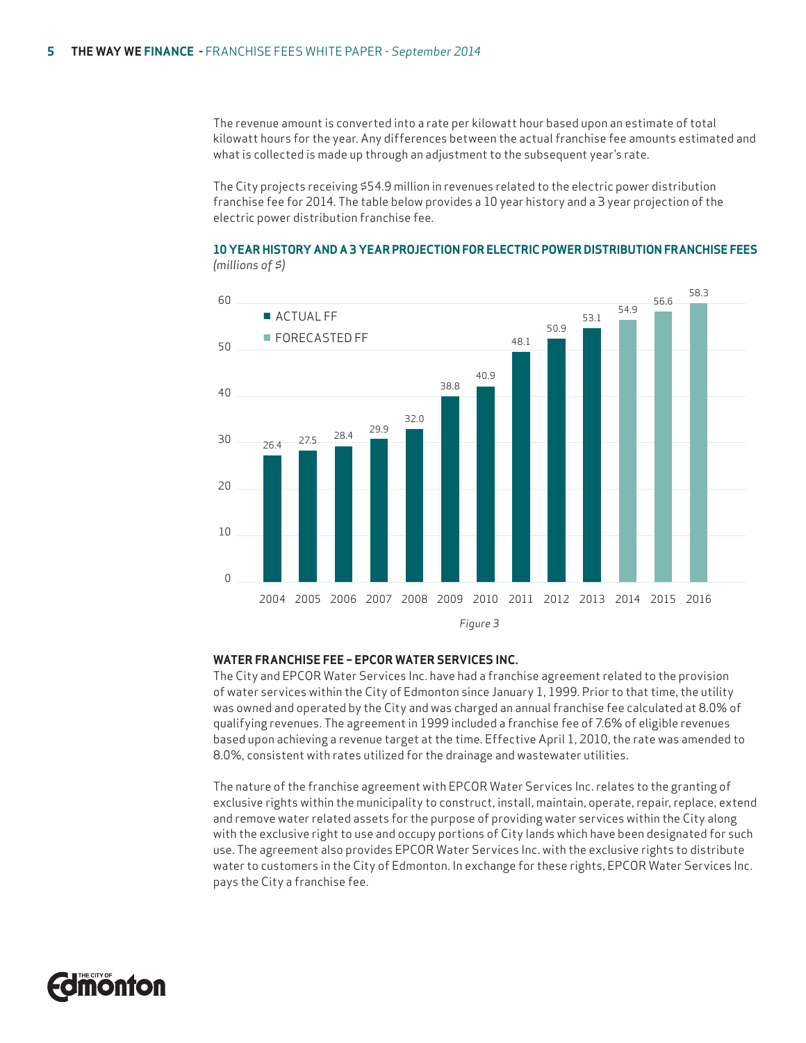The revenue amount is converted into a rate per kilowatt hour based upon an estimate of total kilowatt hours for the year. Any differences between the actual franchise fee amounts estimated and what is collected is made up through an adjustment to the subsequent year's rate.

The City projects receiving $54.9 million in revenues related to the electric power distribution franchise fee for 2014. The table below provides a 10 year history and a 3 year projection of the electric power distribution franchise fee.

**10 YEAR HISTORY AND A 3 YEAR PROJECTION FOR ELECTRIC POWER DISTRIBUTION FRANCHISE FEES**
*(millions of $)*

ACTUAL FF
FORECASTED FF

60
50
40
30
20
10
0

26.4
27.5
28.4
29.9
32.0
38.8
40.9
48.1
50.9
53.1
54.9
56.6
58.3

2004 2005 2006 2007 2008 2009 2010 2011 2012 2013 2014 2015 2016

*Figure 3*

**WATER FRANCHISE FEE – EPCOR WATER SERVICES INC.**

The City and EPCOR Water Services Inc. have had a franchise agreement related to the provision of water services within the City of Edmonton since January 1, 1999. Prior to that time, the utility was owned and operated by the City and was charged an annual franchise fee calculated at 8.0% of qualifying revenues. The agreement in 1999 included a franchise fee of 7.6% of eligible revenues based upon achieving a revenue target at the time. Effective April 1, 2010, the rate was amended to 8.0%, consistent with rates utilized for the drainage and wastewater utilities.

The nature of the franchise agreement with EPCOR Water Services Inc. relates to the granting of exclusive rights within the municipality to construct, install, maintain, operate, repair, replace, extend and remove water related assets for the purpose of providing water services within the City along with the exclusive right to use and occupy portions of City lands which have been designated for such use. The agreement also provides EPCOR Water Services Inc. with the exclusive rights to distribute water to customers in the City of Edmonton. In exchange for these rights, EPCOR Water Services Inc. pays the City a franchise fee.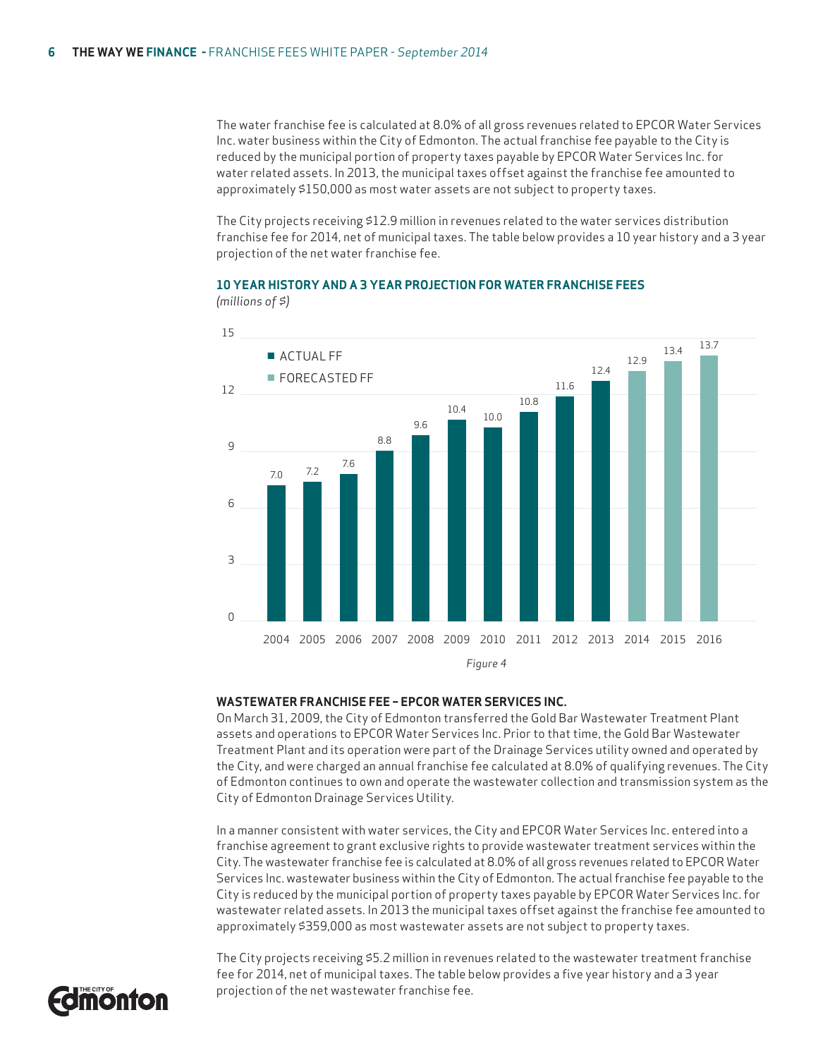The water franchise fee is calculated at 8.0% of all gross revenues related to EPCOR Water Services Inc. water business within the City of Edmonton. The actual franchise fee payable to the City is reduced by the municipal portion of property taxes payable by EPCOR Water Services Inc. for water related assets. In 2013, the municipal taxes offset against the franchise fee amounted to approximately $150,000 as most water assets are not subject to property taxes.

The City projects receiving $12.9 million in revenues related to the water services distribution franchise fee for 2014, net of municipal taxes. The table below provides a 10 year history and a 3 year projection of the net water franchise fee.

**10 YEAR HISTORY AND A 3 YEAR PROJECTION FOR WATER FRANCHISE FEES**
*(millions of $)*

ACTUAL FF
FORECASTED FF

15
12
9
6
3
0

7.0 7.2 7.6 8.8 9.6 10.4 10.0 10.8 11.6 12.4 12.9 13.4 13.7

2004 2005 2006 2007 2008 2009 2010 2011 2012 2013 2014 2015 2016

*Figure 4*

**WASTEWATER FRANCHISE FEE – EPCOR WATER SERVICES INC.**

On March 31, 2009, the City of Edmonton transferred the Gold Bar Wastewater Treatment Plant assets and operations to EPCOR Water Services Inc. Prior to that time, the Gold Bar Wastewater Treatment Plant and its operation were part of the Drainage Services utility owned and operated by the City, and were charged an annual franchise fee calculated at 8.0% of qualifying revenues. The City of Edmonton continues to own and operate the wastewater collection and transmission system as the City of Edmonton Drainage Services Utility.

In a manner consistent with water services, the City and EPCOR Water Services Inc. entered into a franchise agreement to grant exclusive rights to provide wastewater treatment services within the City. The wastewater franchise fee is calculated at 8.0% of all gross revenues related to EPCOR Water Services Inc. wastewater business within the City of Edmonton. The actual franchise fee payable to the City is reduced by the municipal portion of property taxes payable by EPCOR Water Services Inc. for wastewater related assets. In 2013 the municipal taxes offset against the franchise fee amounted to approximately $359,000 as most wastewater assets are not subject to property taxes.

The City projects receiving $5.2 million in revenues related to the wastewater treatment franchise fee for 2014, net of municipal taxes. The table below provides a five year history and a 3 year projection of the net wastewater franchise fee.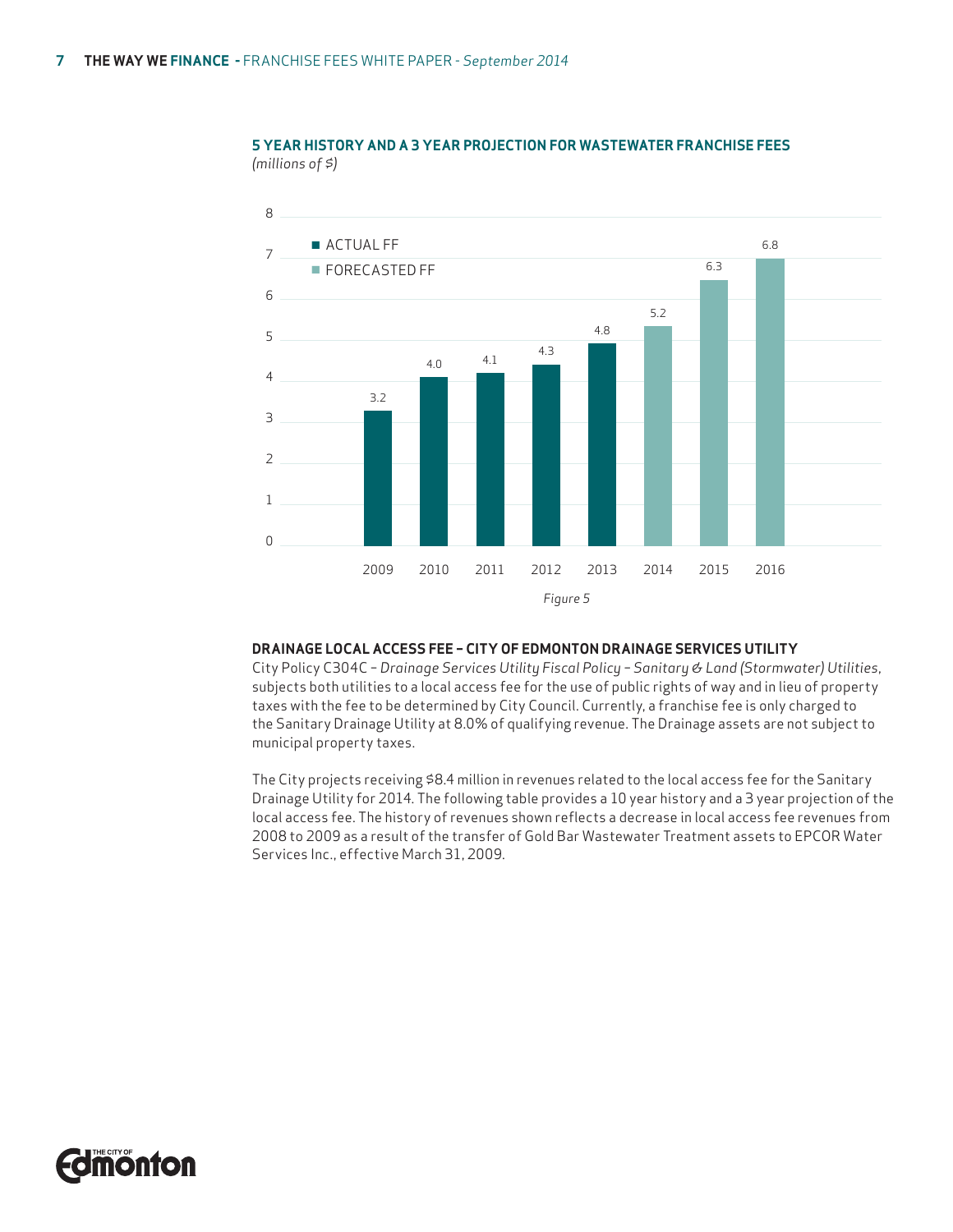### 5 YEAR HISTORY AND A 3 YEAR PROJECTION FOR WASTEWATER FRANCHISE FEES

*(millions of $)*

ACTUAL FF
FORECASTED FF

8
7
6
5
4
3
2
1
0

3.2
4.0
4.1
4.3
4.8
5.2
6.3
6.8

2009 2010 2011 2012 2013 2014 2015 2016

*Figure 5*

### DRAINAGE LOCAL ACCESS FEE – CITY OF EDMONTON DRAINAGE SERVICES UTILITY

City Policy C304C – *Drainage Services Utility Fiscal Policy – Sanitary & Land (Stormwater) Utilities*, subjects both utilities to a local access fee for the use of public rights of way and in lieu of property taxes with the fee to be determined by City Council. Currently, a franchise fee is only charged to the Sanitary Drainage Utility at 8.0% of qualifying revenue. The Drainage assets are not subject to municipal property taxes.

The City projects receiving $8.4 million in revenues related to the local access fee for the Sanitary Drainage Utility for 2014. The following table provides a 10 year history and a 3 year projection of the local access fee. The history of revenues shown reflects a decrease in local access fee revenues from 2008 to 2009 as a result of the transfer of Gold Bar Wastewater Treatment assets to EPCOR Water Services Inc., effective March 31, 2009.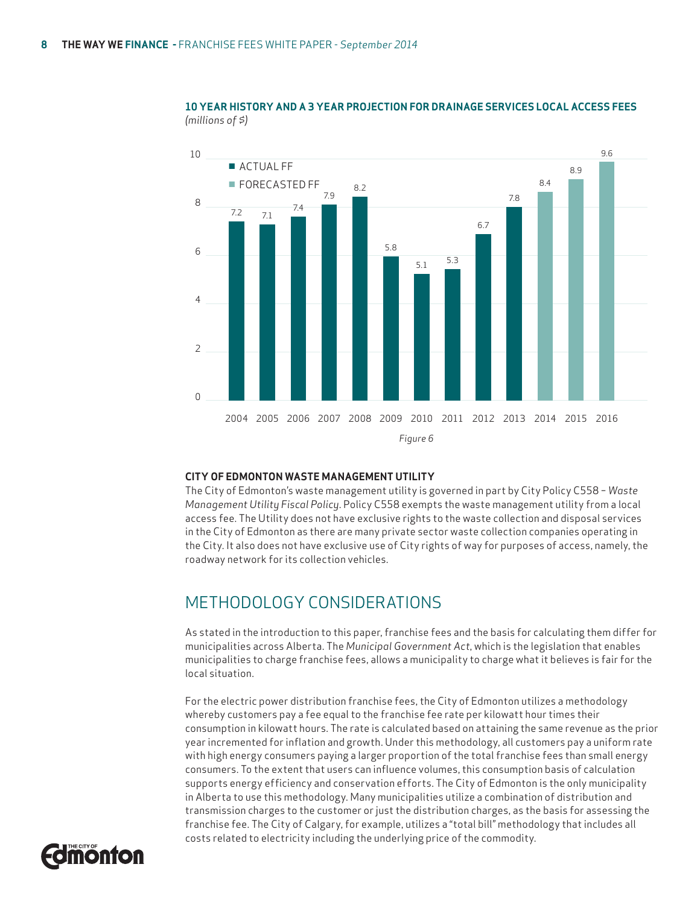**10 YEAR HISTORY AND A 3 YEAR PROJECTION FOR DRAINAGE SERVICES LOCAL ACCESS FEES**
*(millions of $)*

ACTUAL FF
FORECASTED FF

10
8
6
4
2
0

7.2
7.1
7.4
7.9
8.2
5.8
5.1
5.3
6.7
7.8
8.4
8.9
9.6

2004 2005 2006 2007 2008 2009 2010 2011 2012 2013 2014 2015 2016

*Figure 6*

### CITY OF EDMONTON WASTE MANAGEMENT UTILITY

The City of Edmonton's waste management utility is governed in part by City Policy C558 – *Waste Management Utility Fiscal Policy*. Policy C558 exempts the waste management utility from a local access fee. The Utility does not have exclusive rights to the waste collection and disposal services in the City of Edmonton as there are many private sector waste collection companies operating in the City. It also does not have exclusive use of City rights of way for purposes of access, namely, the roadway network for its collection vehicles.

## METHODOLOGY CONSIDERATIONS

As stated in the introduction to this paper, franchise fees and the basis for calculating them differ for municipalities across Alberta. The *Municipal Government Act*, which is the legislation that enables municipalities to charge franchise fees, allows a municipality to charge what it believes is fair for the local situation.

For the electric power distribution franchise fees, the City of Edmonton utilizes a methodology whereby customers pay a fee equal to the franchise fee rate per kilowatt hour times their consumption in kilowatt hours. The rate is calculated based on attaining the same revenue as the prior year incremented for inflation and growth. Under this methodology, all customers pay a uniform rate with high energy consumers paying a larger proportion of the total franchise fees than small energy consumers. To the extent that users can influence volumes, this consumption basis of calculation supports energy efficiency and conservation efforts. The City of Edmonton is the only municipality in Alberta to use this methodology. Many municipalities utilize a combination of distribution and transmission charges to the customer or just the distribution charges, as the basis for assessing the franchise fee. The City of Calgary, for example, utilizes a "total bill" methodology that includes all costs related to electricity including the underlying price of the commodity.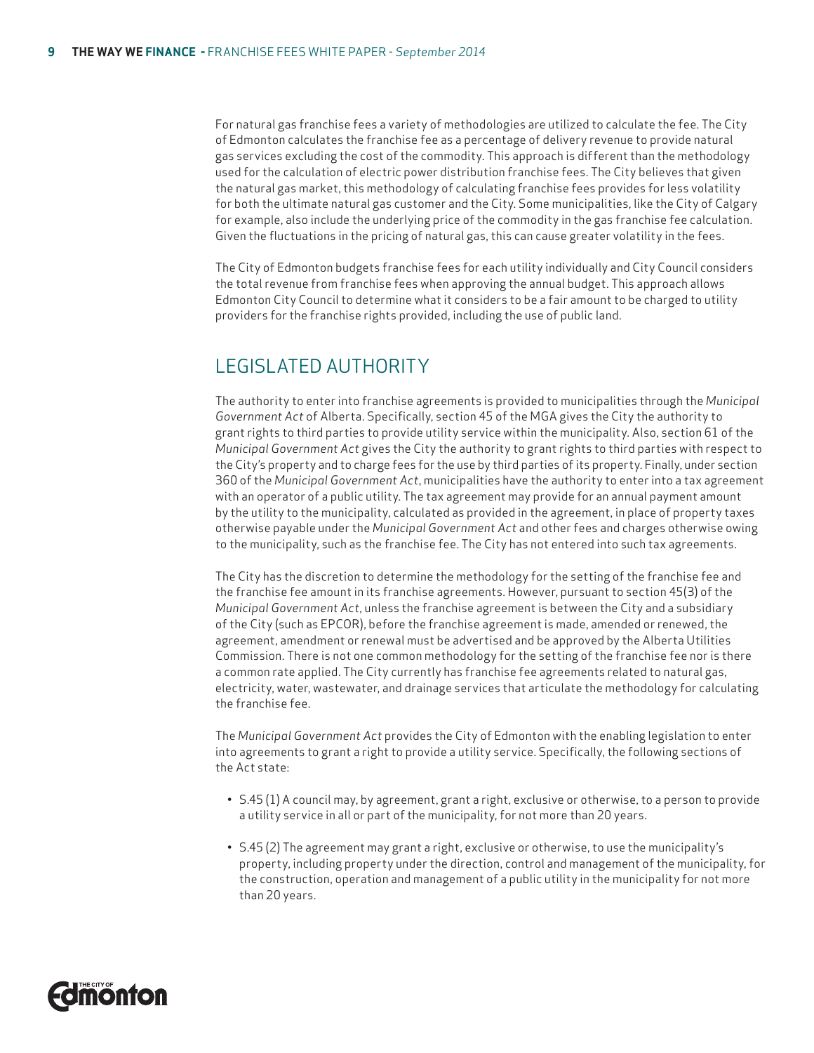For natural gas franchise fees a variety of methodologies are utilized to calculate the fee. The City of Edmonton calculates the franchise fee as a percentage of delivery revenue to provide natural gas services excluding the cost of the commodity. This approach is different than the methodology used for the calculation of electric power distribution franchise fees. The City believes that given the natural gas market, this methodology of calculating franchise fees provides for less volatility for both the ultimate natural gas customer and the City. Some municipalities, like the City of Calgary for example, also include the underlying price of the commodity in the gas franchise fee calculation. Given the fluctuations in the pricing of natural gas, this can cause greater volatility in the fees.

The City of Edmonton budgets franchise fees for each utility individually and City Council considers the total revenue from franchise fees when approving the annual budget. This approach allows Edmonton City Council to determine what it considers to be a fair amount to be charged to utility providers for the franchise rights provided, including the use of public land.

## LEGISLATED AUTHORITY

The authority to enter into franchise agreements is provided to municipalities through the *Municipal Government Act* of Alberta. Specifically, section 45 of the MGA gives the City the authority to grant rights to third parties to provide utility service within the municipality. Also, section 61 of the *Municipal Government Act* gives the City the authority to grant rights to third parties with respect to the City's property and to charge fees for the use by third parties of its property. Finally, under section 360 of the *Municipal Government Act*, municipalities have the authority to enter into a tax agreement with an operator of a public utility. The tax agreement may provide for an annual payment amount by the utility to the municipality, calculated as provided in the agreement, in place of property taxes otherwise payable under the *Municipal Government Act* and other fees and charges otherwise owing to the municipality, such as the franchise fee. The City has not entered into such tax agreements.

The City has the discretion to determine the methodology for the setting of the franchise fee and the franchise fee amount in its franchise agreements. However, pursuant to section 45(3) of the *Municipal Government Act*, unless the franchise agreement is between the City and a subsidiary of the City (such as EPCOR), before the franchise agreement is made, amended or renewed, the agreement, amendment or renewal must be advertised and be approved by the Alberta Utilities Commission. There is not one common methodology for the setting of the franchise fee nor is there a common rate applied. The City currently has franchise fee agreements related to natural gas, electricity, water, wastewater, and drainage services that articulate the methodology for calculating the franchise fee.

The *Municipal Government Act* provides the City of Edmonton with the enabling legislation to enter into agreements to grant a right to provide a utility service. Specifically, the following sections of the Act state:

- S.45 (1) A council may, by agreement, grant a right, exclusive or otherwise, to a person to provide a utility service in all or part of the municipality, for not more than 20 years.
- S.45 (2) The agreement may grant a right, exclusive or otherwise, to use the municipality's property, including property under the direction, control and management of the municipality, for the construction, operation and management of a public utility in the municipality for not more than 20 years.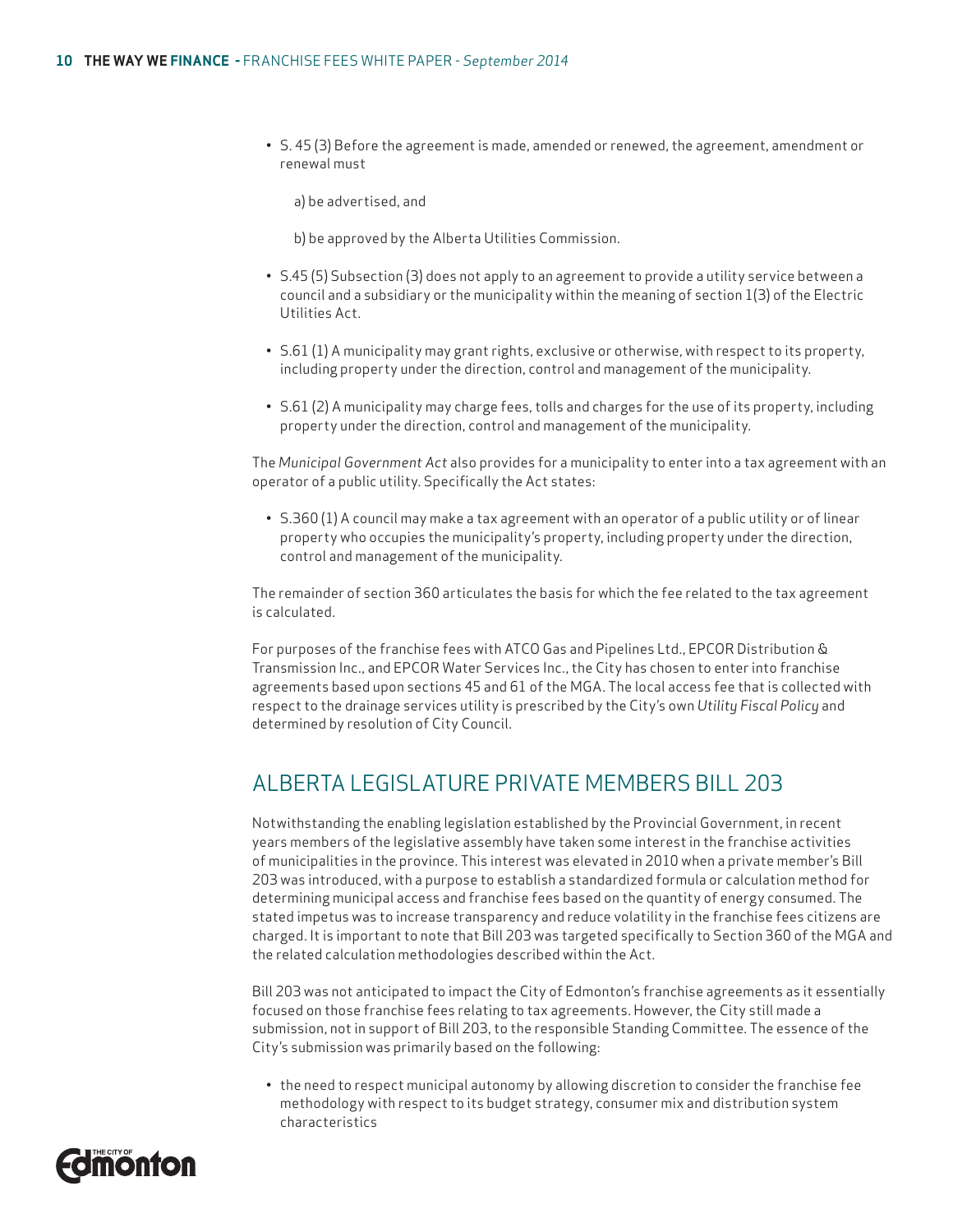- S. 45 (3) Before the agreement is made, amended or renewed, the agreement, amendment or renewal must

  a) be advertised, and

  b) be approved by the Alberta Utilities Commission.

- S.45 (5) Subsection (3) does not apply to an agreement to provide a utility service between a council and a subsidiary or the municipality within the meaning of section 1(3) of the Electric Utilities Act.

- S.61 (1) A municipality may grant rights, exclusive or otherwise, with respect to its property, including property under the direction, control and management of the municipality.

- S.61 (2) A municipality may charge fees, tolls and charges for the use of its property, including property under the direction, control and management of the municipality.

The *Municipal Government Act* also provides for a municipality to enter into a tax agreement with an operator of a public utility. Specifically the Act states:

- S.360 (1) A council may make a tax agreement with an operator of a public utility or of linear property who occupies the municipality's property, including property under the direction, control and management of the municipality.

The remainder of section 360 articulates the basis for which the fee related to the tax agreement is calculated.

For purposes of the franchise fees with ATCO Gas and Pipelines Ltd., EPCOR Distribution & Transmission Inc., and EPCOR Water Services Inc., the City has chosen to enter into franchise agreements based upon sections 45 and 61 of the MGA. The local access fee that is collected with respect to the drainage services utility is prescribed by the City's own *Utility Fiscal Policy* and determined by resolution of City Council.

## ALBERTA LEGISLATURE PRIVATE MEMBERS BILL 203

Notwithstanding the enabling legislation established by the Provincial Government, in recent years members of the legislative assembly have taken some interest in the franchise activities of municipalities in the province. This interest was elevated in 2010 when a private member's Bill 203 was introduced, with a purpose to establish a standardized formula or calculation method for determining municipal access and franchise fees based on the quantity of energy consumed. The stated impetus was to increase transparency and reduce volatility in the franchise fees citizens are charged. It is important to note that Bill 203 was targeted specifically to Section 360 of the MGA and the related calculation methodologies described within the Act.

Bill 203 was not anticipated to impact the City of Edmonton's franchise agreements as it essentially focused on those franchise fees relating to tax agreements. However, the City still made a submission, not in support of Bill 203, to the responsible Standing Committee. The essence of the City's submission was primarily based on the following:

- the need to respect municipal autonomy by allowing discretion to consider the franchise fee methodology with respect to its budget strategy, consumer mix and distribution system characteristics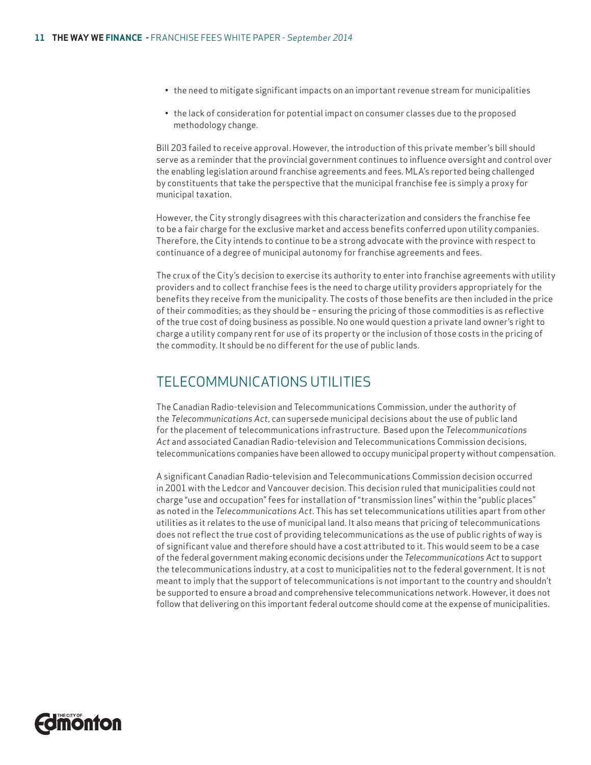- the need to mitigate significant impacts on an important revenue stream for municipalities
- the lack of consideration for potential impact on consumer classes due to the proposed methodology change.

Bill 203 failed to receive approval. However, the introduction of this private member's bill should serve as a reminder that the provincial government continues to influence oversight and control over the enabling legislation around franchise agreements and fees. MLA's reported being challenged by constituents that take the perspective that the municipal franchise fee is simply a proxy for municipal taxation.

However, the City strongly disagrees with this characterization and considers the franchise fee to be a fair charge for the exclusive market and access benefits conferred upon utility companies. Therefore, the City intends to continue to be a strong advocate with the province with respect to continuance of a degree of municipal autonomy for franchise agreements and fees.

The crux of the City's decision to exercise its authority to enter into franchise agreements with utility providers and to collect franchise fees is the need to charge utility providers appropriately for the benefits they receive from the municipality. The costs of those benefits are then included in the price of their commodities; as they should be – ensuring the pricing of those commodities is as reflective of the true cost of doing business as possible. No one would question a private land owner's right to charge a utility company rent for use of its property or the inclusion of those costs in the pricing of the commodity. It should be no different for the use of public lands.

## TELECOMMUNICATIONS UTILITIES

The Canadian Radio-television and Telecommunications Commission, under the authority of the *Telecommunications Act*, can supersede municipal decisions about the use of public land for the placement of telecommunications infrastructure. Based upon the *Telecommunications Act* and associated Canadian Radio-television and Telecommunications Commission decisions, telecommunications companies have been allowed to occupy municipal property without compensation.

A significant Canadian Radio-television and Telecommunications Commission decision occurred in 2001 with the Ledcor and Vancouver decision. This decision ruled that municipalities could not charge "use and occupation" fees for installation of "transmission lines" within the "public places" as noted in the *Telecommunications Act*. This has set telecommunications utilities apart from other utilities as it relates to the use of municipal land. It also means that pricing of telecommunications does not reflect the true cost of providing telecommunications as the use of public rights of way is of significant value and therefore should have a cost attributed to it. This would seem to be a case of the federal government making economic decisions under the *Telecommunications Act* to support the telecommunications industry, at a cost to municipalities not to the federal government. It is not meant to imply that the support of telecommunications is not important to the country and shouldn't be supported to ensure a broad and comprehensive telecommunications network. However, it does not follow that delivering on this important federal outcome should come at the expense of municipalities.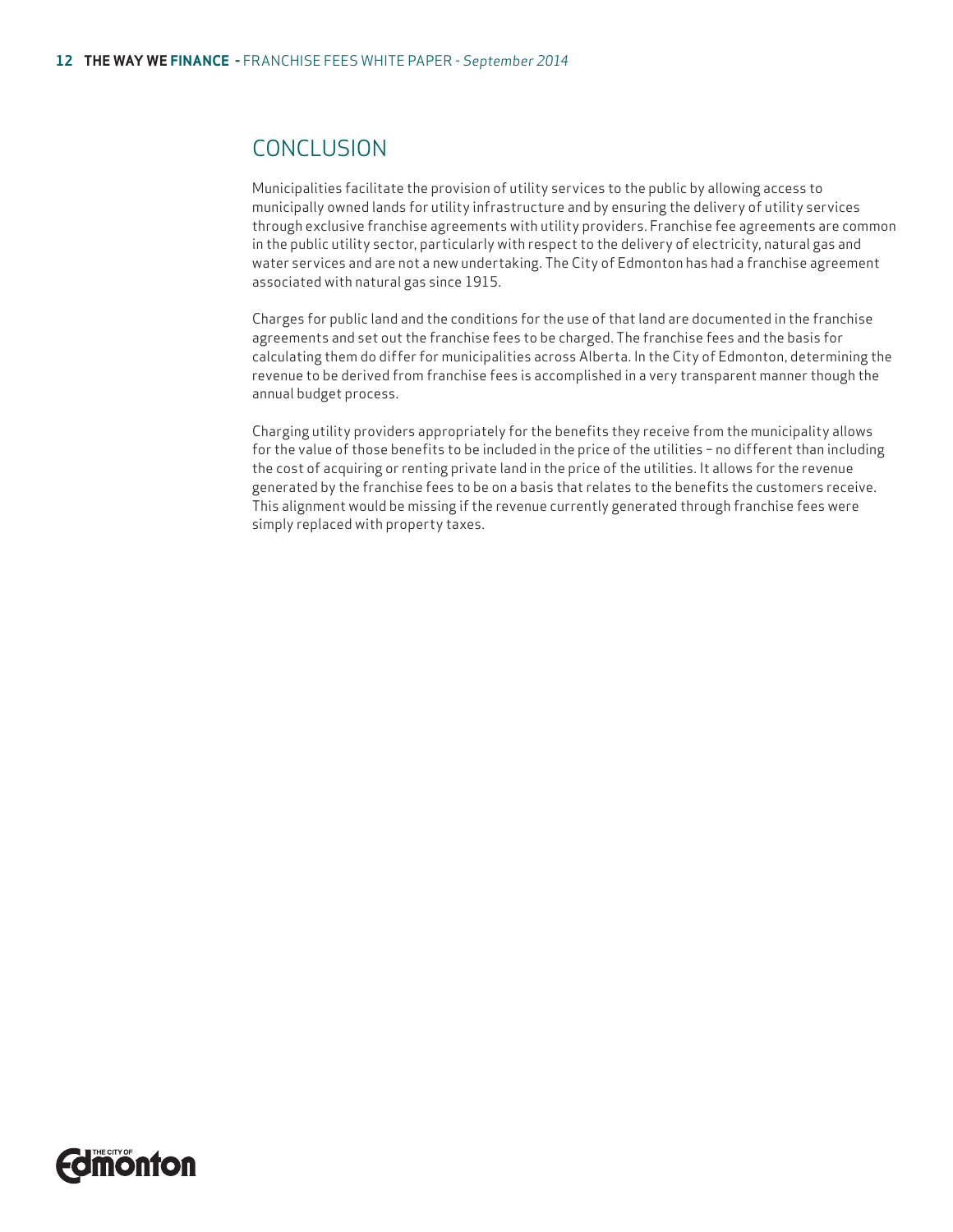## CONCLUSION

Municipalities facilitate the provision of utility services to the public by allowing access to municipally owned lands for utility infrastructure and by ensuring the delivery of utility services through exclusive franchise agreements with utility providers. Franchise fee agreements are common in the public utility sector, particularly with respect to the delivery of electricity, natural gas and water services and are not a new undertaking. The City of Edmonton has had a franchise agreement associated with natural gas since 1915.

Charges for public land and the conditions for the use of that land are documented in the franchise agreements and set out the franchise fees to be charged. The franchise fees and the basis for calculating them do differ for municipalities across Alberta. In the City of Edmonton, determining the revenue to be derived from franchise fees is accomplished in a very transparent manner though the annual budget process.

Charging utility providers appropriately for the benefits they receive from the municipality allows for the value of those benefits to be included in the price of the utilities – no different than including the cost of acquiring or renting private land in the price of the utilities. It allows for the revenue generated by the franchise fees to be on a basis that relates to the benefits the customers receive. This alignment would be missing if the revenue currently generated through franchise fees were simply replaced with property taxes.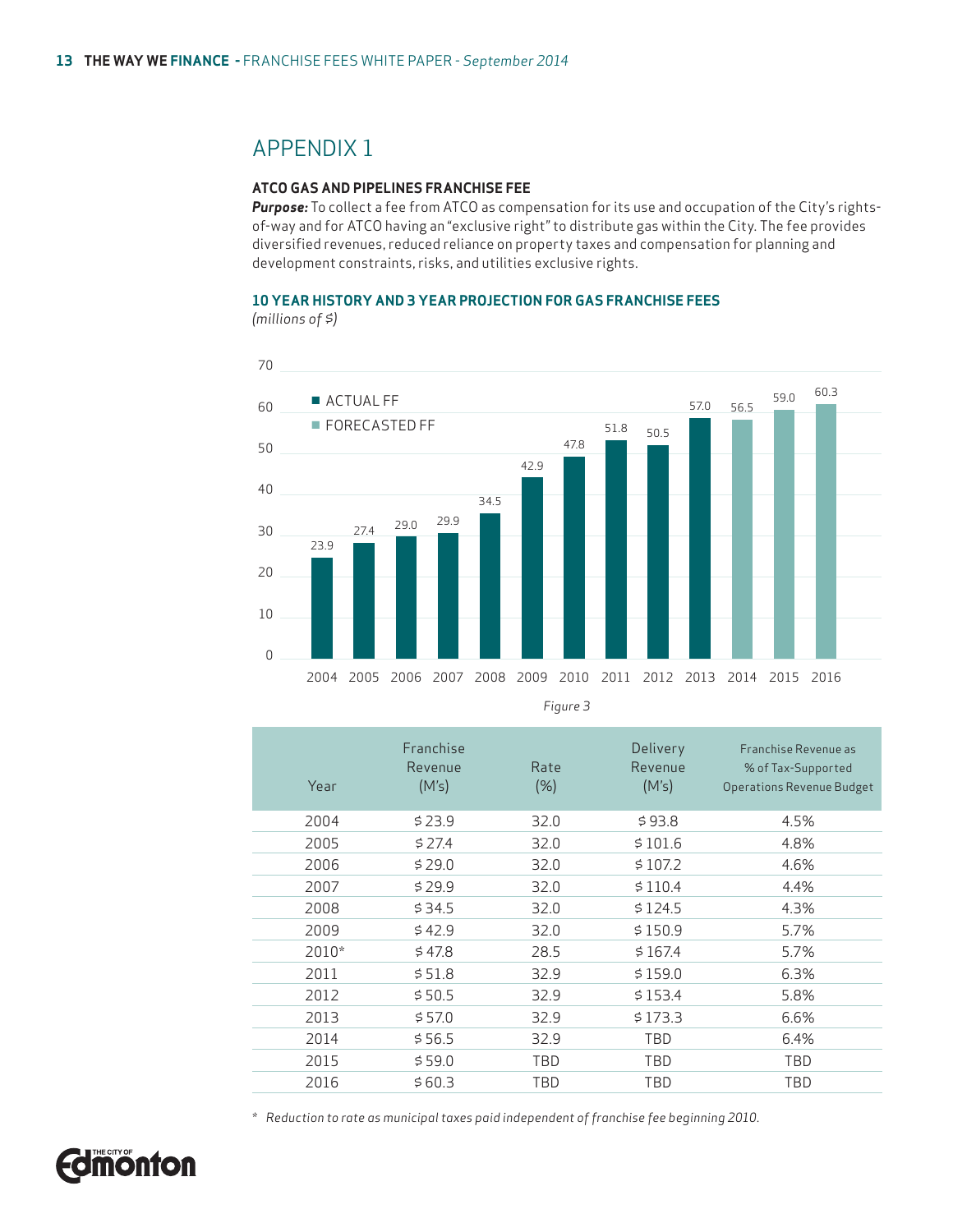# APPENDIX 1

### ATCO GAS AND PIPELINES FRANCHISE FEE

***Purpose:*** To collect a fee from ATCO as compensation for its use and occupation of the City's rights-of-way and for ATCO having an "exclusive right" to distribute gas within the City. The fee provides diversified revenues, reduced reliance on property taxes and compensation for planning and development constraints, risks, and utilities exclusive rights.

### 10 YEAR HISTORY AND 3 YEAR PROJECTION FOR GAS FRANCHISE FEES

*(millions of $)*

*Figure 3*

| Year | Franchise Revenue (M's) | Rate (%) | Delivery Revenue (M's) | Franchise Revenue as % of Tax-Supported Operations Revenue Budget |
|---|---|---|---|---|
| 2004 | $ 23.9 | 32.0 | $ 93.8 | 4.5% |
| 2005 | $ 27.4 | 32.0 | $ 101.6 | 4.8% |
| 2006 | $ 29.0 | 32.0 | $ 107.2 | 4.6% |
| 2007 | $ 29.9 | 32.0 | $ 110.4 | 4.4% |
| 2008 | $ 34.5 | 32.0 | $ 124.5 | 4.3% |
| 2009 | $ 42.9 | 32.0 | $ 150.9 | 5.7% |
| 2010* | $ 47.8 | 28.5 | $ 167.4 | 5.7% |
| 2011 | $ 51.8 | 32.9 | $ 159.0 | 6.3% |
| 2012 | $ 50.5 | 32.9 | $ 153.4 | 5.8% |
| 2013 | $ 57.0 | 32.9 | $ 173.3 | 6.6% |
| 2014 | $ 56.5 | 32.9 | TBD | 6.4% |
| 2015 | $ 59.0 | TBD | TBD | TBD |
| 2016 | $ 60.3 | TBD | TBD | TBD |

\* *Reduction to rate as municipal taxes paid independent of franchise fee beginning 2010.*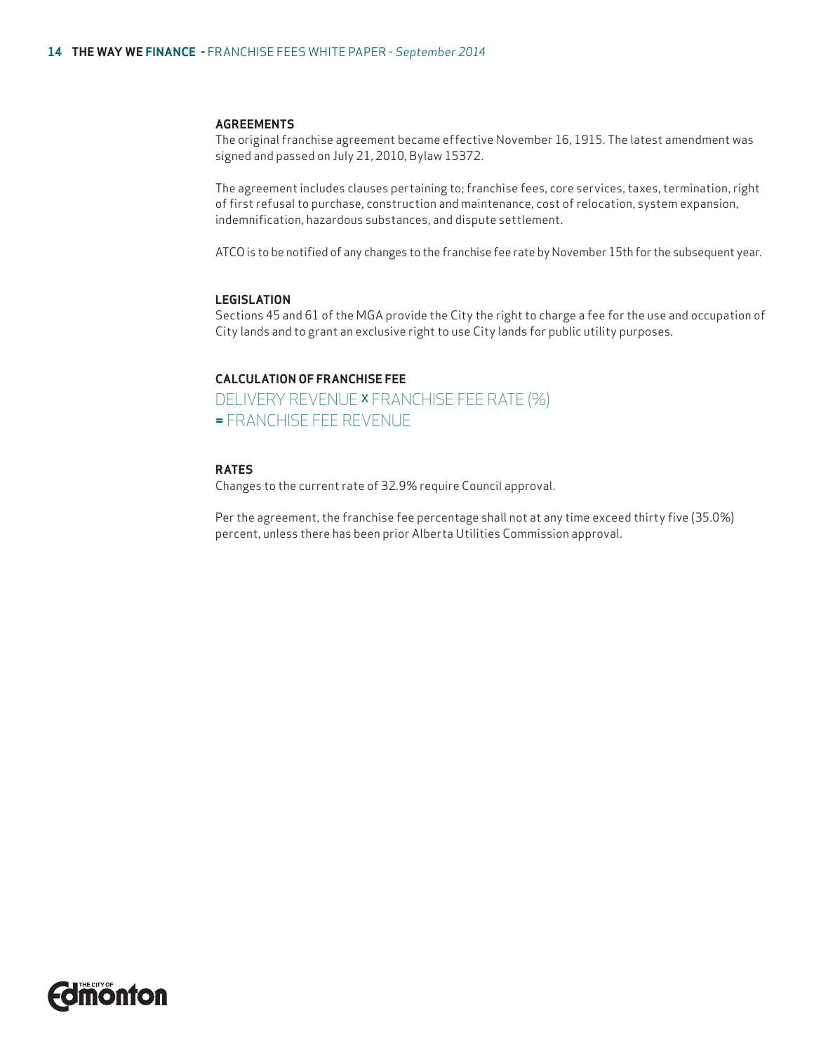### AGREEMENTS

The original franchise agreement became effective November 16, 1915. The latest amendment was signed and passed on July 21, 2010, Bylaw 15372.

The agreement includes clauses pertaining to; franchise fees, core services, taxes, termination, right of first refusal to purchase, construction and maintenance, cost of relocation, system expansion, indemnification, hazardous substances, and dispute settlement.

ATCO is to be notified of any changes to the franchise fee rate by November 15th for the subsequent year.

### LEGISLATION

Sections 45 and 61 of the MGA provide the City the right to charge a fee for the use and occupation of City lands and to grant an exclusive right to use City lands for public utility purposes.

### CALCULATION OF FRANCHISE FEE

DELIVERY REVENUE **x** FRANCHISE FEE RATE (%)
**=** FRANCHISE FEE REVENUE

### RATES

Changes to the current rate of 32.9% require Council approval.

Per the agreement, the franchise fee percentage shall not at any time exceed thirty five (35.0%) percent, unless there has been prior Alberta Utilities Commission approval.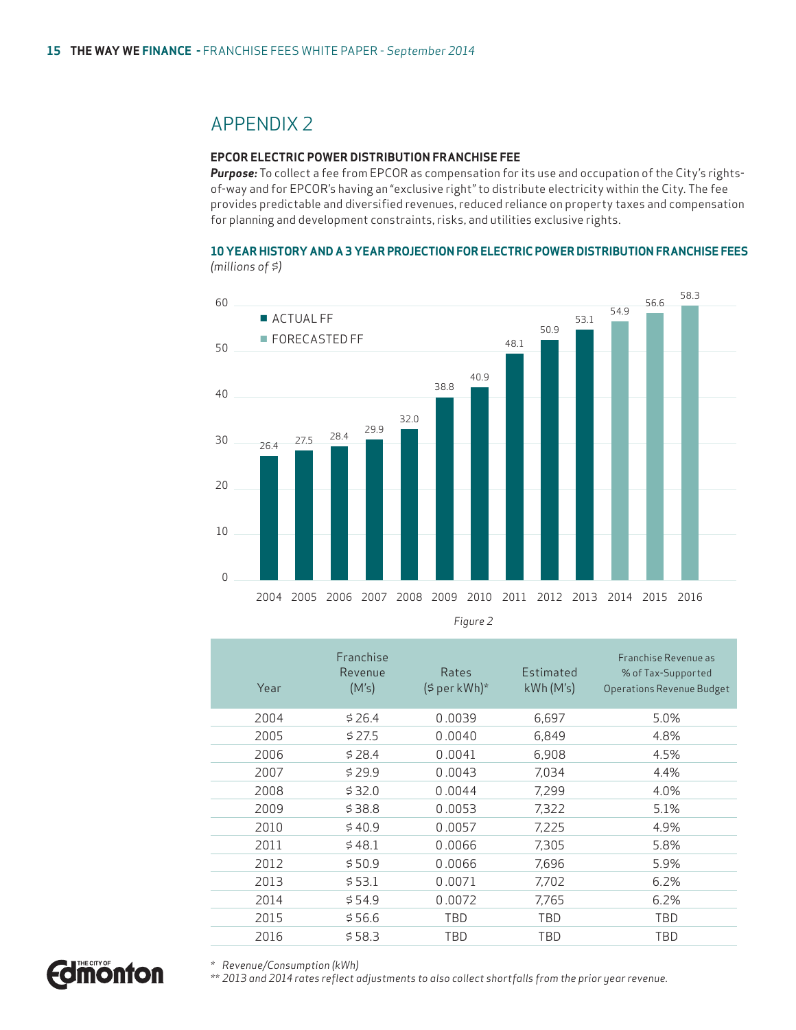# APPENDIX 2

**EPCOR ELECTRIC POWER DISTRIBUTION FRANCHISE FEE**

***Purpose:*** To collect a fee from EPCOR as compensation for its use and occupation of the City's rights-of-way and for EPCOR's having an "exclusive right" to distribute electricity within the City. The fee provides predictable and diversified revenues, reduced reliance on property taxes and compensation for planning and development constraints, risks, and utilities exclusive rights.

**10 YEAR HISTORY AND A 3 YEAR PROJECTION FOR ELECTRIC POWER DISTRIBUTION FRANCHISE FEES**
*(millions of $)*

ACTUAL FF
FORECASTED FF

0
10
20
30
40
50
60

26.4
27.5
28.4
29.9
32.0
38.8
40.9
48.1
50.9
53.1
54.9
56.6
58.3

2004 2005 2006 2007 2008 2009 2010 2011 2012 2013 2014 2015 2016

*Figure 2*

| Year | Franchise Revenue (M's) | Rates ($ per kWh)* | Estimated kWh (M's) | Franchise Revenue as % of Tax-Supported Operations Revenue Budget |
|---|---|---|---|---|
| 2004 | $ 26.4 | 0.0039 | 6,697 | 5.0% |
| 2005 | $ 27.5 | 0.0040 | 6,849 | 4.8% |
| 2006 | $ 28.4 | 0.0041 | 6,908 | 4.5% |
| 2007 | $ 29.9 | 0.0043 | 7,034 | 4.4% |
| 2008 | $ 32.0 | 0.0044 | 7,299 | 4.0% |
| 2009 | $ 38.8 | 0.0053 | 7,322 | 5.1% |
| 2010 | $ 40.9 | 0.0057 | 7,225 | 4.9% |
| 2011 | $ 48.1 | 0.0066 | 7,305 | 5.8% |
| 2012 | $ 50.9 | 0.0066 | 7,696 | 5.9% |
| 2013 | $ 53.1 | 0.0071 | 7,702 | 6.2% |
| 2014 | $ 54.9 | 0.0072 | 7,765 | 6.2% |
| 2015 | $ 56.6 | TBD | TBD | TBD |
| 2016 | $ 58.3 | TBD | TBD | TBD |

\* *Revenue/Consumption (kWh)*

\** *2013 and 2014 rates reflect adjustments to also collect shortfalls from the prior year revenue.*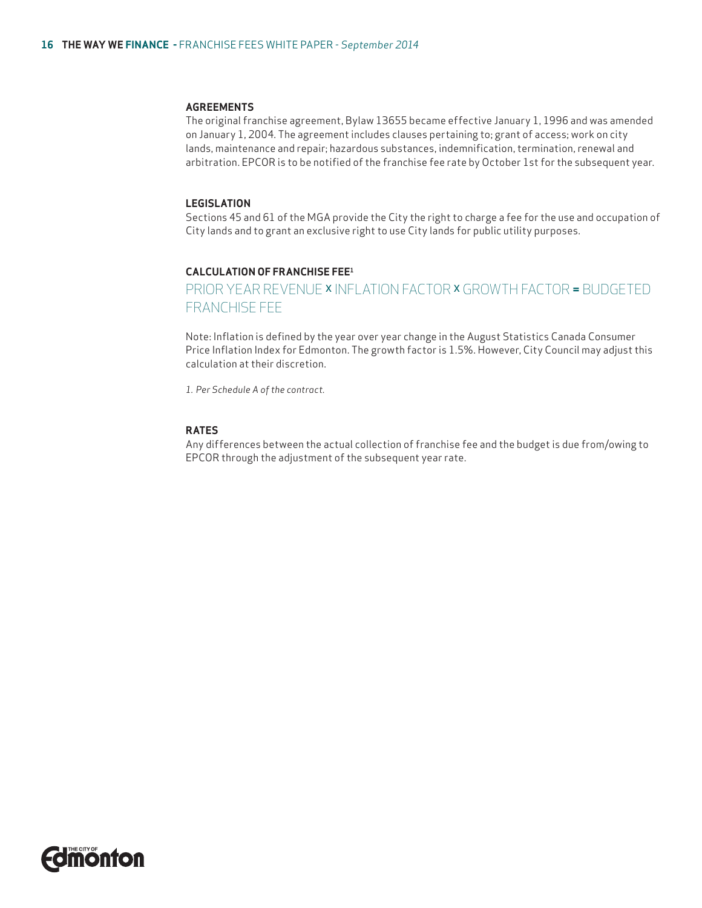### AGREEMENTS

The original franchise agreement, Bylaw 13655 became effective January 1, 1996 and was amended on January 1, 2004. The agreement includes clauses pertaining to; grant of access; work on city lands, maintenance and repair; hazardous substances, indemnification, termination, renewal and arbitration. EPCOR is to be notified of the franchise fee rate by October 1st for the subsequent year.

### LEGISLATION

Sections 45 and 61 of the MGA provide the City the right to charge a fee for the use and occupation of City lands and to grant an exclusive right to use City lands for public utility purposes.

### CALCULATION OF FRANCHISE FEE[1]

PRIOR YEAR REVENUE x INFLATION FACTOR x GROWTH FACTOR = BUDGETED FRANCHISE FEE

Note: Inflation is defined by the year over year change in the August Statistics Canada Consumer Price Inflation Index for Edmonton. The growth factor is 1.5%. However, City Council may adjust this calculation at their discretion.

*1. Per Schedule A of the contract.*

### RATES

Any differences between the actual collection of franchise fee and the budget is due from/owing to EPCOR through the adjustment of the subsequent year rate.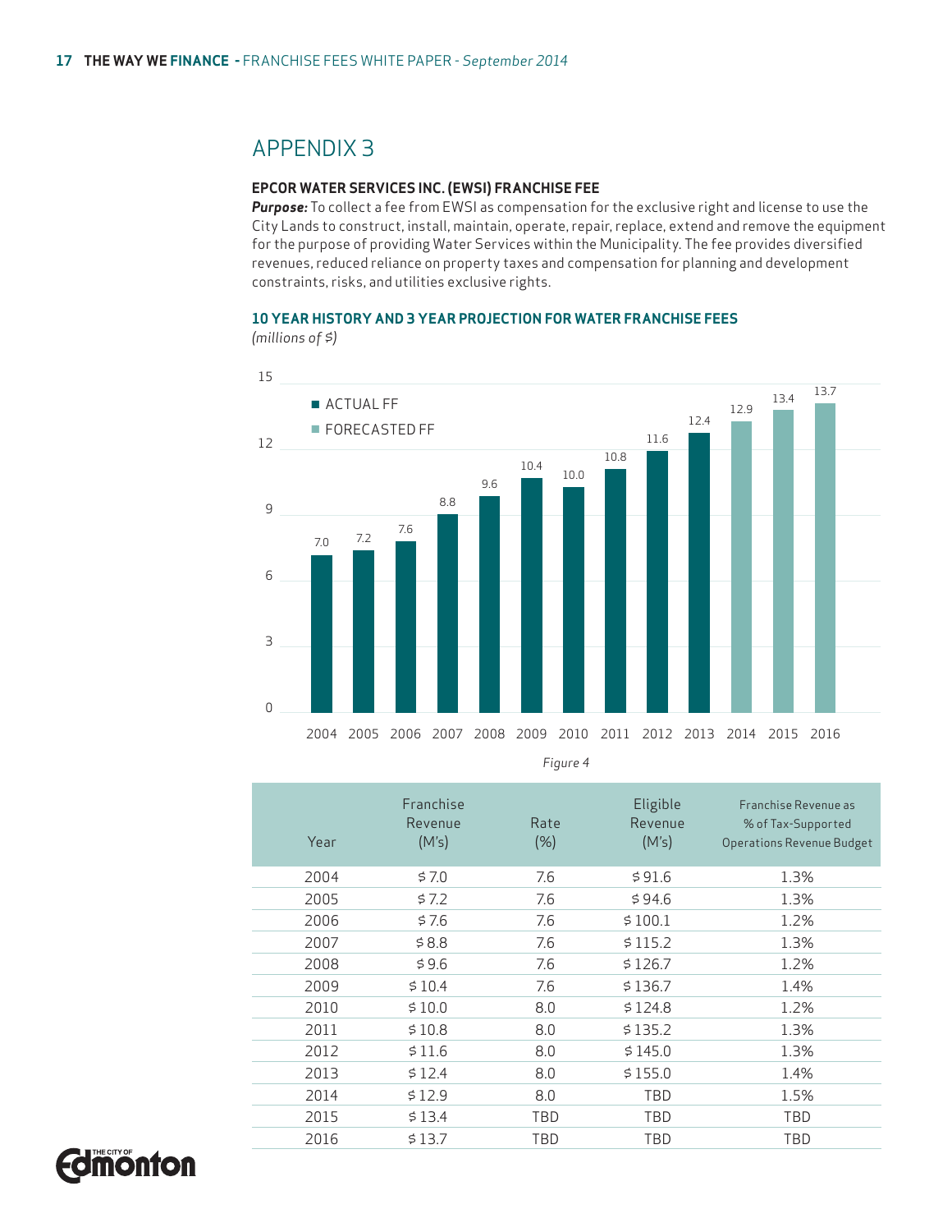# APPENDIX 3

### EPCOR WATER SERVICES INC. (EWSI) FRANCHISE FEE

***Purpose:*** To collect a fee from EWSI as compensation for the exclusive right and license to use the City Lands to construct, install, maintain, operate, repair, replace, extend and remove the equipment for the purpose of providing Water Services within the Municipality. The fee provides diversified revenues, reduced reliance on property taxes and compensation for planning and development constraints, risks, and utilities exclusive rights.

### 10 YEAR HISTORY AND 3 YEAR PROJECTION FOR WATER FRANCHISE FEES

*(millions of $)*

15
12
9
6
3
0

ACTUAL FF
FORECASTED FF

7.0 7.2 7.6 8.8 9.6 10.4 10.0 10.8 11.6 12.4 12.9 13.4 13.7

2004 2005 2006 2007 2008 2009 2010 2011 2012 2013 2014 2015 2016

*Figure 4*

| Year | Franchise Revenue (M's) | Rate (%) | Eligible Revenue (M's) | Franchise Revenue as % of Tax-Supported Operations Revenue Budget |
|---|---|---|---|---|
| 2004 | $ 7.0 | 7.6 | $ 91.6 | 1.3% |
| 2005 | $ 7.2 | 7.6 | $ 94.6 | 1.3% |
| 2006 | $ 7.6 | 7.6 | $ 100.1 | 1.2% |
| 2007 | $ 8.8 | 7.6 | $ 115.2 | 1.3% |
| 2008 | $ 9.6 | 7.6 | $ 126.7 | 1.2% |
| 2009 | $ 10.4 | 7.6 | $ 136.7 | 1.4% |
| 2010 | $ 10.0 | 8.0 | $ 124.8 | 1.2% |
| 2011 | $ 10.8 | 8.0 | $ 135.2 | 1.3% |
| 2012 | $ 11.6 | 8.0 | $ 145.0 | 1.3% |
| 2013 | $ 12.4 | 8.0 | $ 155.0 | 1.4% |
| 2014 | $ 12.9 | 8.0 | TBD | 1.5% |
| 2015 | $ 13.4 | TBD | TBD | TBD |
| 2016 | $ 13.7 | TBD | TBD | TBD |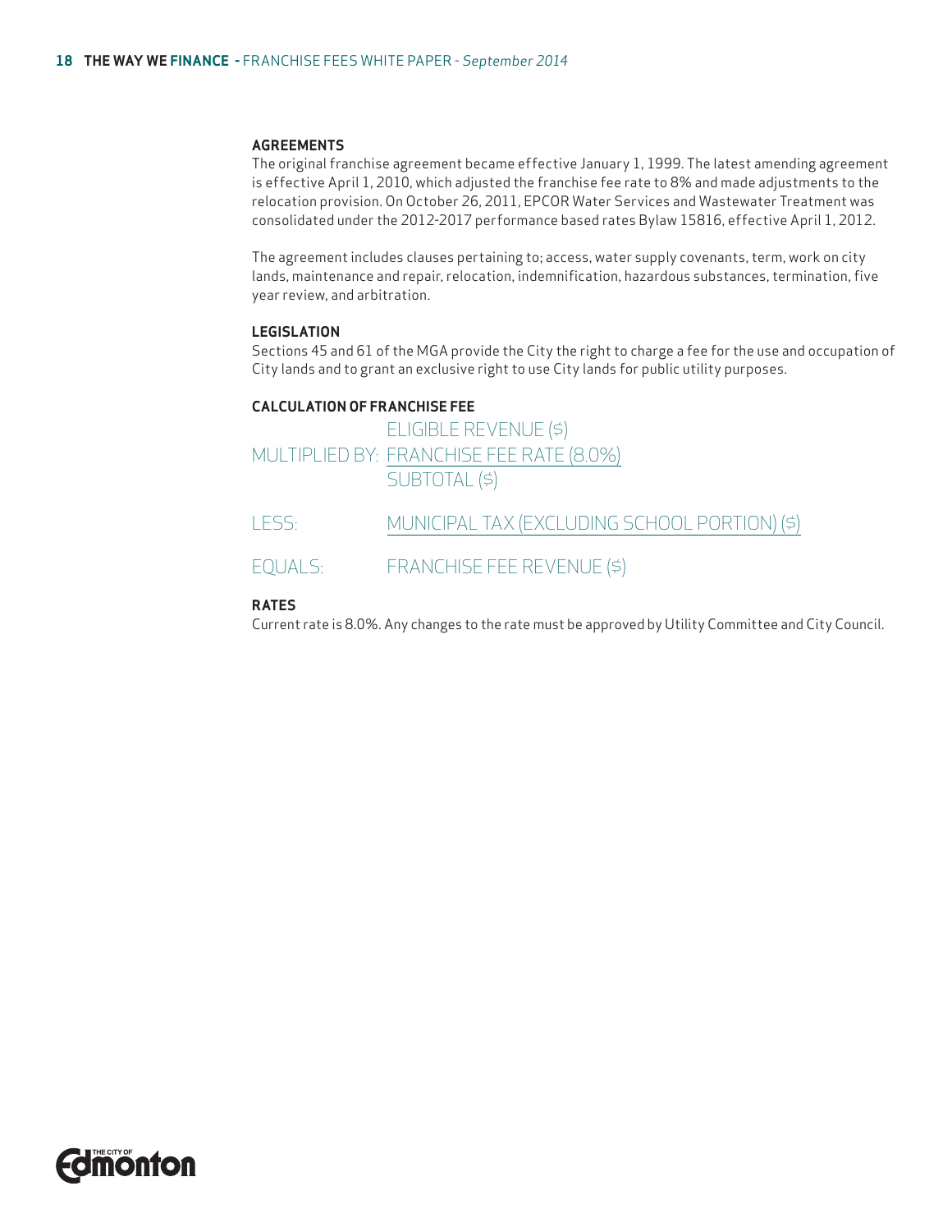#### AGREEMENTS

The original franchise agreement became effective January 1, 1999. The latest amending agreement is effective April 1, 2010, which adjusted the franchise fee rate to 8% and made adjustments to the relocation provision. On October 26, 2011, EPCOR Water Services and Wastewater Treatment was consolidated under the 2012-2017 performance based rates Bylaw 15816, effective April 1, 2012.

The agreement includes clauses pertaining to; access, water supply covenants, term, work on city lands, maintenance and repair, relocation, indemnification, hazardous substances, termination, five year review, and arbitration.

#### LEGISLATION

Sections 45 and 61 of the MGA provide the City the right to charge a fee for the use and occupation of City lands and to grant an exclusive right to use City lands for public utility purposes.

#### CALCULATION OF FRANCHISE FEE

| | |
|---|---|
| | ELIGIBLE REVENUE ($) |
| MULTIPLIED BY: | FRANCHISE FEE RATE (8.0%) |
| | SUBTOTAL ($) |
| LESS: | MUNICIPAL TAX (EXCLUDING SCHOOL PORTION) ($) |
| EQUALS: | FRANCHISE FEE REVENUE ($) |

#### RATES

Current rate is 8.0%. Any changes to the rate must be approved by Utility Committee and City Council.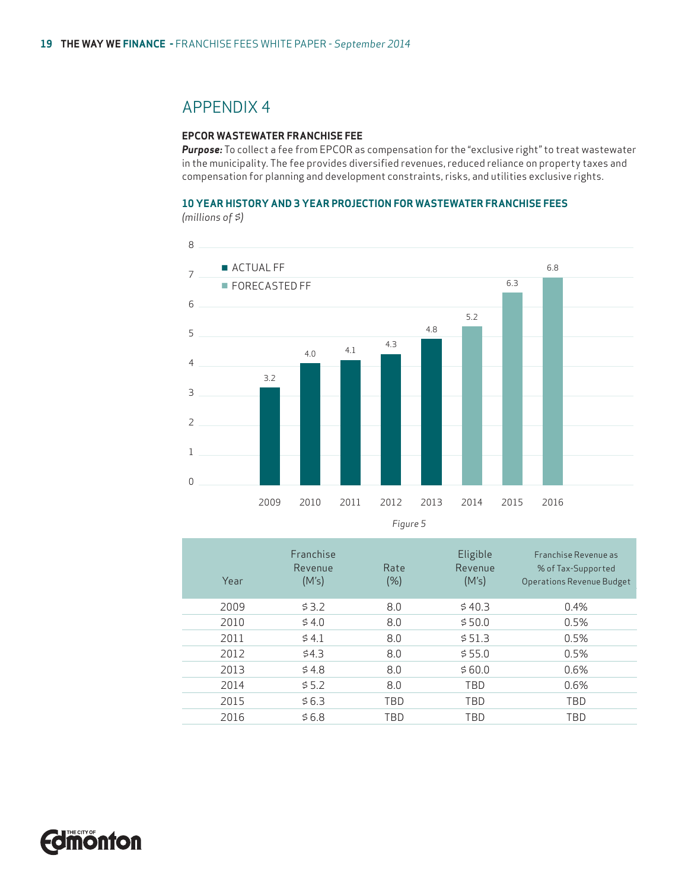# APPENDIX 4

**EPCOR WASTEWATER FRANCHISE FEE**

***Purpose:*** To collect a fee from EPCOR as compensation for the "exclusive right" to treat wastewater in the municipality. The fee provides diversified revenues, reduced reliance on property taxes and compensation for planning and development constraints, risks, and utilities exclusive rights.

### 10 YEAR HISTORY AND 3 YEAR PROJECTION FOR WASTEWATER FRANCHISE FEES

*(millions of $)*

■ ACTUAL FF
■ FORECASTED FF

| Year | 2009 | 2010 | 2011 | 2012 | 2013 | 2014 | 2015 | 2016 |
|---|---|---|---|---|---|---|---|---|
| Value | 3.2 | 4.0 | 4.1 | 4.3 | 4.8 | 5.2 | 6.3 | 6.8 |

*Figure 5*

| Year | Franchise Revenue (M's) | Rate (%) | Eligible Revenue (M's) | Franchise Revenue as % of Tax-Supported Operations Revenue Budget |
|---|---|---|---|---|
| 2009 | $ 3.2 | 8.0 | $ 40.3 | 0.4% |
| 2010 | $ 4.0 | 8.0 | $ 50.0 | 0.5% |
| 2011 | $ 4.1 | 8.0 | $ 51.3 | 0.5% |
| 2012 | $4.3 | 8.0 | $ 55.0 | 0.5% |
| 2013 | $ 4.8 | 8.0 | $ 60.0 | 0.6% |
| 2014 | $ 5.2 | 8.0 | TBD | 0.6% |
| 2015 | $ 6.3 | TBD | TBD | TBD |
| 2016 | $ 6.8 | TBD | TBD | TBD |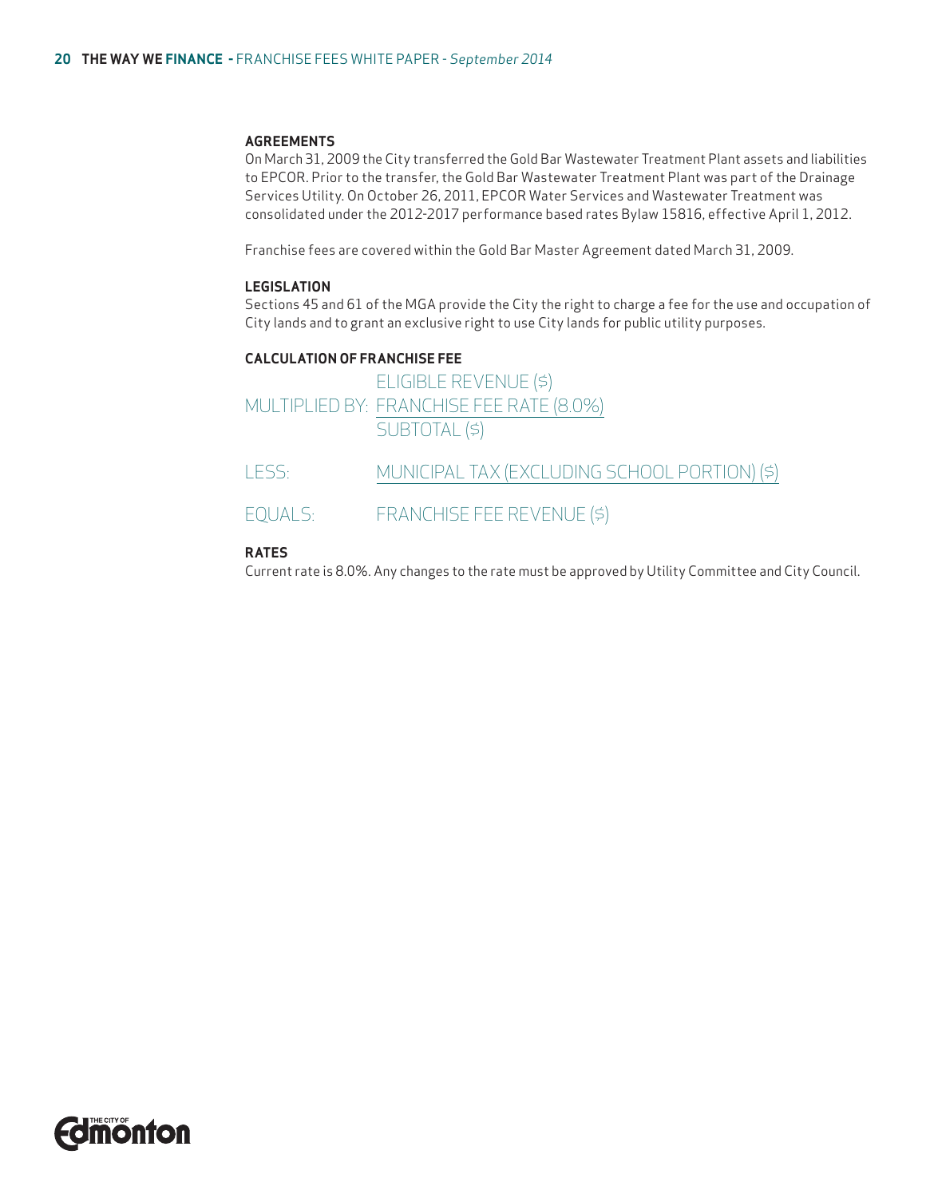### AGREEMENTS

On March 31, 2009 the City transferred the Gold Bar Wastewater Treatment Plant assets and liabilities to EPCOR. Prior to the transfer, the Gold Bar Wastewater Treatment Plant was part of the Drainage Services Utility. On October 26, 2011, EPCOR Water Services and Wastewater Treatment was consolidated under the 2012-2017 performance based rates Bylaw 15816, effective April 1, 2012.

Franchise fees are covered within the Gold Bar Master Agreement dated March 31, 2009.

### LEGISLATION

Sections 45 and 61 of the MGA provide the City the right to charge a fee for the use and occupation of City lands and to grant an exclusive right to use City lands for public utility purposes.

### CALCULATION OF FRANCHISE FEE

| | |
|---|---|
| | ELIGIBLE REVENUE ($) |
| MULTIPLIED BY: | FRANCHISE FEE RATE (8.0%) |
| | SUBTOTAL ($) |
| LESS: | MUNICIPAL TAX (EXCLUDING SCHOOL PORTION) ($) |
| EQUALS: | FRANCHISE FEE REVENUE ($) |

### RATES

Current rate is 8.0%. Any changes to the rate must be approved by Utility Committee and City Council.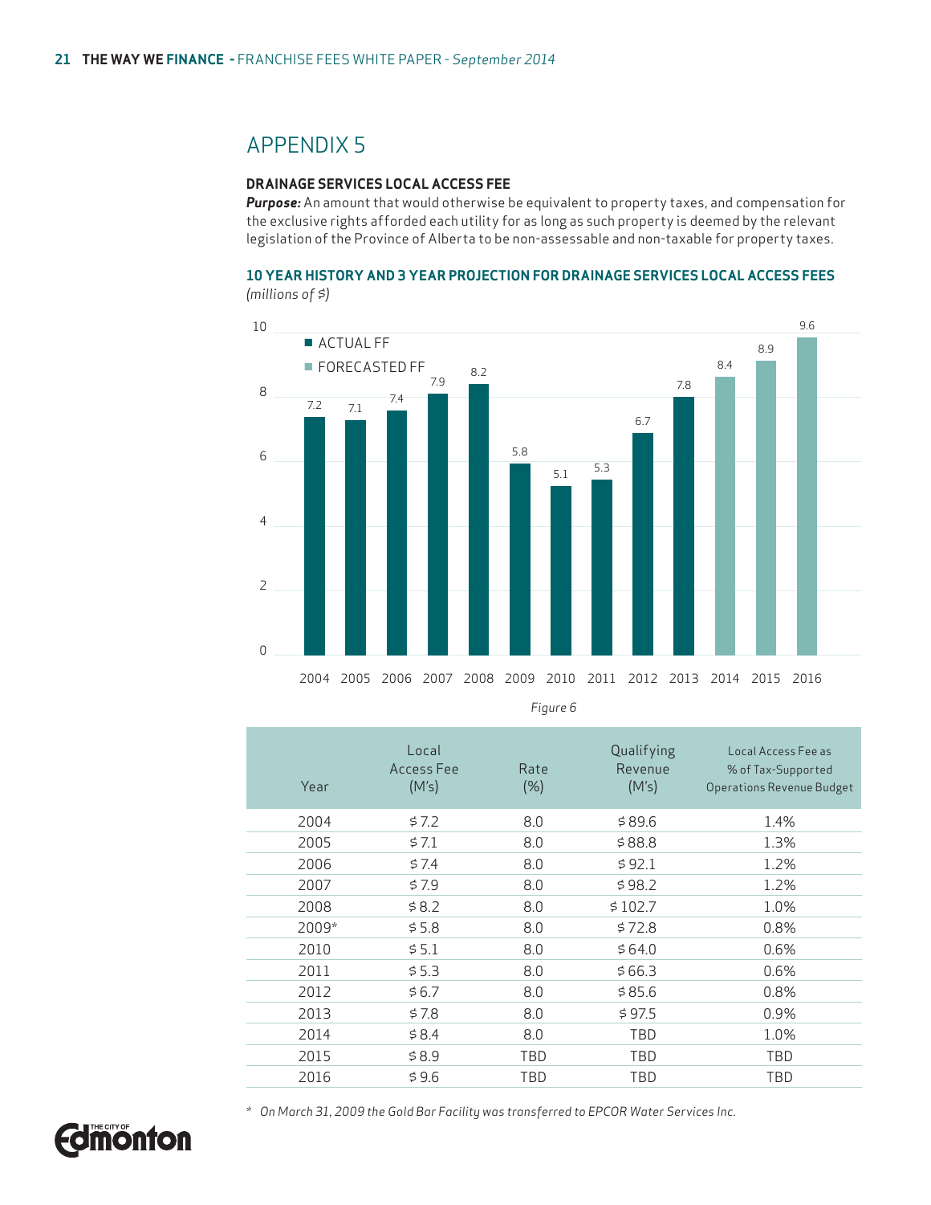# APPENDIX 5

### DRAINAGE SERVICES LOCAL ACCESS FEE

***Purpose:*** An amount that would otherwise be equivalent to property taxes, and compensation for the exclusive rights afforded each utility for as long as such property is deemed by the relevant legislation of the Province of Alberta to be non-assessable and non-taxable for property taxes.

#### 10 YEAR HISTORY AND 3 YEAR PROJECTION FOR DRAINAGE SERVICES LOCAL ACCESS FEES

*(millions of $)*

ACTUAL FF
FORECASTED FF

0
2
4
6
8
10

7.2
7.1
7.4
7.9
8.2
5.8
5.1
5.3
6.7
7.8
8.4
8.9
9.6

2004 2005 2006 2007 2008 2009 2010 2011 2012 2013 2014 2015 2016

*Figure 6*

| Year | Local Access Fee (M's) | Rate (%) | Qualifying Revenue (M's) | Local Access Fee as % of Tax-Supported Operations Revenue Budget |
|---|---|---|---|---|
| 2004 | $ 7.2 | 8.0 | $ 89.6 | 1.4% |
| 2005 | $ 7.1 | 8.0 | $ 88.8 | 1.3% |
| 2006 | $ 7.4 | 8.0 | $ 92.1 | 1.2% |
| 2007 | $ 7.9 | 8.0 | $ 98.2 | 1.2% |
| 2008 | $ 8.2 | 8.0 | $ 102.7 | 1.0% |
| 2009* | $ 5.8 | 8.0 | $ 72.8 | 0.8% |
| 2010 | $ 5.1 | 8.0 | $ 64.0 | 0.6% |
| 2011 | $ 5.3 | 8.0 | $ 66.3 | 0.6% |
| 2012 | $ 6.7 | 8.0 | $ 85.6 | 0.8% |
| 2013 | $ 7.8 | 8.0 | $ 97.5 | 0.9% |
| 2014 | $ 8.4 | 8.0 | TBD | 1.0% |
| 2015 | $ 8.9 | TBD | TBD | TBD |
| 2016 | $ 9.6 | TBD | TBD | TBD |

\* *On March 31, 2009 the Gold Bar Facility was transferred to EPCOR Water Services Inc.*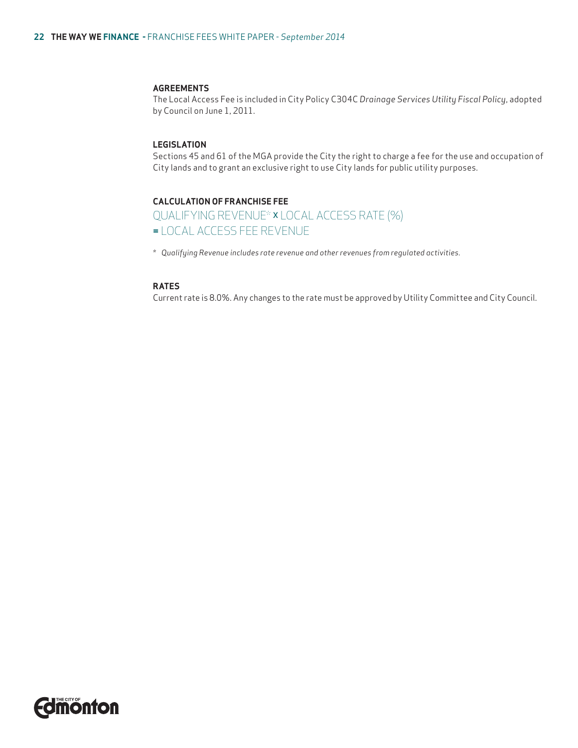### AGREEMENTS

The Local Access Fee is included in City Policy C304C *Drainage Services Utility Fiscal Policy*, adopted by Council on June 1, 2011.

### LEGISLATION

Sections 45 and 61 of the MGA provide the City the right to charge a fee for the use and occupation of City lands and to grant an exclusive right to use City lands for public utility purposes.

### CALCULATION OF FRANCHISE FEE

QUALIFYING REVENUE* x LOCAL ACCESS RATE (%)
= LOCAL ACCESS FEE REVENUE

\* *Qualifying Revenue includes rate revenue and other revenues from regulated activities.*

### RATES

Current rate is 8.0%. Any changes to the rate must be approved by Utility Committee and City Council.